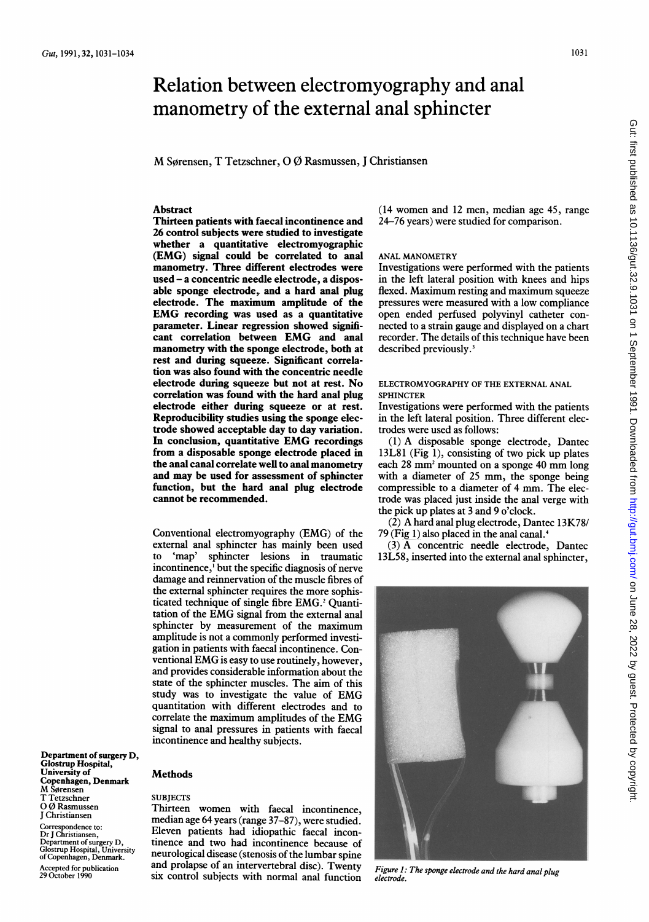# Relation between electromyography and anal manometry of the external anal sphincter

M Sørensen, T Tetzschner, O Ø Rasmussen, J Christiansen

## Abstract

**Thirteen patients with faecal incontinence and 26 control subjects were studied to investigate whether a quantitative electromyographic (EMG) signal could be correlated to anal manometry. Three different electrodes were used – a concentric needle electrode, a disposable sponge electrode, and a hard anal plug electrode. The maximum amplitude of the EMG recording was used as a quantitative parameter. Linear regression showed significant correlation between EMG and anal manometry with the sponge electrode, both at rest and during squeeze. Significant correlation was also found with the concentric needle electrode during squeeze but not at rest. No correlation was found with the hard anal plug electrode either during squeeze or at rest. Reproducibility studies using the sponge electrode showed acceptable day to day variation. In conclusion, quantitative EMG recordings from a disposable sponge electrode placed in the anal canal correlate well to anal manometry and may be used for assessment of sphincter function, but the hard anal plug electrode cannot be recommended.**

Conventional electromyography (EMG) of the external anal sphincter has mainly been used to 'map' sphincter lesions in traumatic incontinence,[1] but the specific diagnosis of nerve damage and reinnervation of the muscle fibres of the external sphincter requires the more sophisticated technique of single fibre EMG.[2] Quantitation of the EMG signal from the external anal sphincter by measurement of the maximum amplitude is not a commonly performed investigation in patients with faecal incontinence. Conventional EMG is easy to use routinely, however, and provides considerable information about the state of the sphincter muscles. The aim of this study was to investigate the value of EMG quantitation with different electrodes and to correlate the maximum amplitudes of the EMG signal to anal pressures in patients with faecal incontinence and healthy subjects.

Department of surgery D, Glostrup Hospital, University of Copenhagen, Denmark
M Sørensen
T Tetzschner
O Ø Rasmussen
J Christiansen

Correspondence to: Dr J Christiansen, Department of surgery D, Glostrup Hospital, University of Copenhagen, Denmark.

Accepted for publication 29 October 1990

## Methods

### SUBJECTS

Thirteen women with faecal incontinence, median age 64 years (range 37–87), were studied. Eleven patients had idiopathic faecal incontinence and two had incontinence because of neurological disease (stenosis of the lumbar spine and prolapse of an intervertebral disc). Twenty six control subjects with normal anal function (14 women and 12 men, median age 45, range 24–76 years) were studied for comparison.

### ANAL MANOMETRY

Investigations were performed with the patients in the left lateral position with knees and hips flexed. Maximum resting and maximum squeeze pressures were measured with a low compliance open ended perfused polyvinyl catheter connected to a strain gauge and displayed on a chart recorder. The details of this technique have been described previously.[3]

### ELECTROMYOGRAPHY OF THE EXTERNAL ANAL SPHINCTER

Investigations were performed with the patients in the left lateral position. Three different electrodes were used as follows:

(1) A disposable sponge electrode, Dantec 13L81 (Fig 1), consisting of two pick up plates each 28 $mm^2$ mounted on a sponge 40 mm long with a diameter of 25 mm, the sponge being compressible to a diameter of 4 mm. The electrode was placed just inside the anal verge with the pick up plates at 3 and 9 o'clock.

(2) A hard anal plug electrode, Dantec 13K78/79 (Fig 1) also placed in the anal canal.[4]

(3) A concentric needle electrode, Dantec 13L58, inserted into the external anal sphincter,

*Figure 1: The sponge electrode and the hard anal plug electrode.*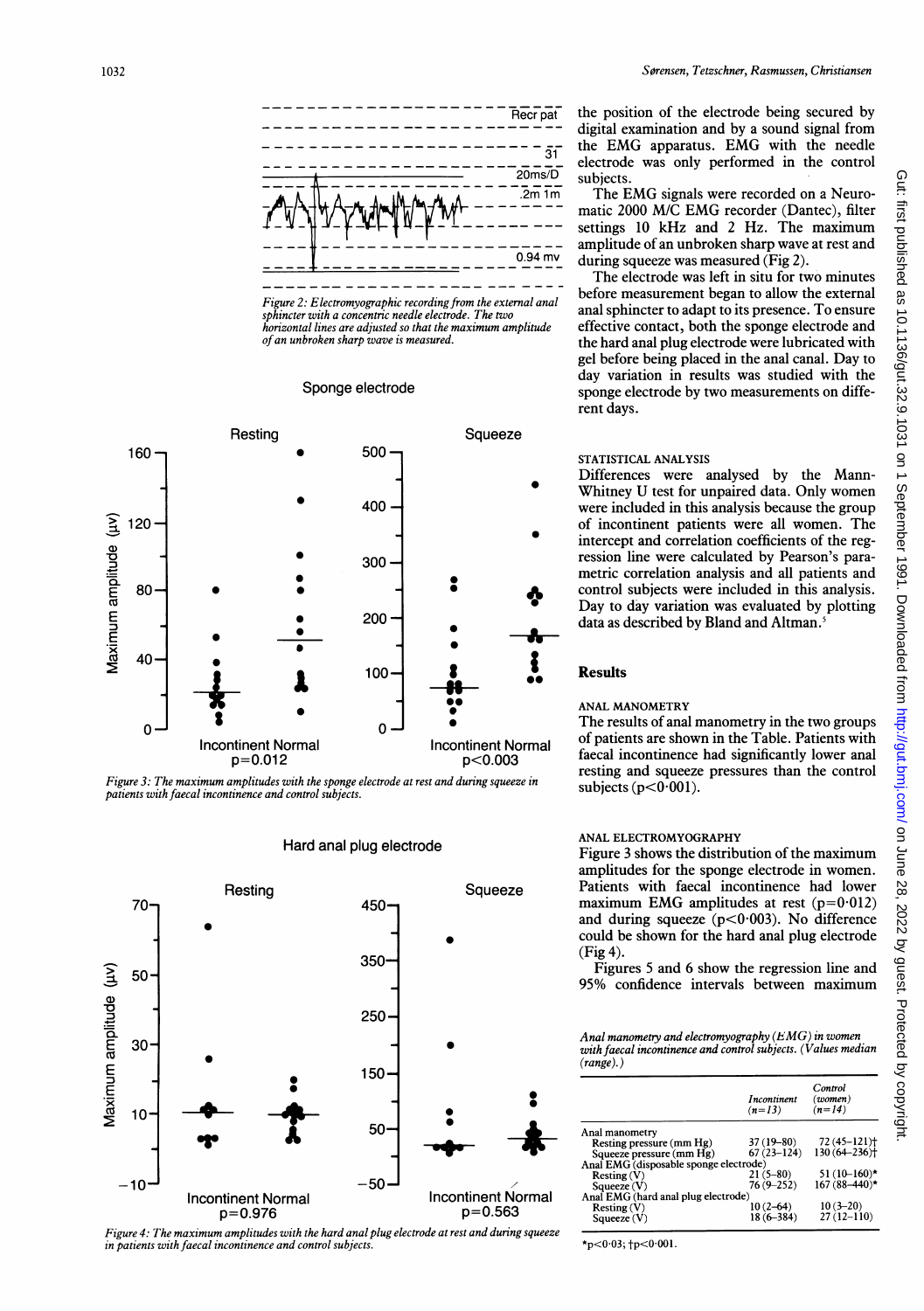Figure 2: Electromyographic recording from the external anal sphincter with a concentric needle electrode. The two horizontal lines are adjusted so that the maximum amplitude of an unbroken sharp wave is measured.

Figure 3: The maximum amplitudes with the sponge electrode at rest and during squeeze in patients with faecal incontinence and control subjects.

Figure 4: The maximum amplitudes with the hard anal plug electrode at rest and during squeeze in patients with faecal incontinence and control subjects.

the position of the electrode being secured by digital examination and by a sound signal from the EMG apparatus. EMG with the needle electrode was only performed in the control subjects.

The EMG signals were recorded on a Neuromatic 2000 M/C EMG recorder (Dantec), filter settings 10 kHz and 2 Hz. The maximum amplitude of an unbroken sharp wave at rest and during squeeze was measured (Fig 2).

The electrode was left in situ for two minutes before measurement began to allow the external anal sphincter to adapt to its presence. To ensure effective contact, both the sponge electrode and the hard anal plug electrode were lubricated with gel before being placed in the anal canal. Day to day variation in results was studied with the sponge electrode by two measurements on different days.

### STATISTICAL ANALYSIS

Differences were analysed by the Mann-Whitney U test for unpaired data. Only women were included in this analysis because the group of incontinent patients were all women. The intercept and correlation coefficients of the regression line were calculated by Pearson's parametric correlation analysis and all patients and control subjects were included in this analysis. Day to day variation was evaluated by plotting data as described by Bland and Altman.[5]

## Results

### ANAL MANOMETRY

The results of anal manometry in the two groups of patients are shown in the Table. Patients with faecal incontinence had significantly lower anal resting and squeeze pressures than the control subjects ($p<0.001$).

### ANAL ELECTROMYOGRAPHY

Figure 3 shows the distribution of the maximum amplitudes for the sponge electrode in women. Patients with faecal incontinence had lower maximum EMG amplitudes at rest ($p=0.012$) and during squeeze ($p<0.003$). No difference could be shown for the hard anal plug electrode (Fig 4).

Figures 5 and 6 show the regression line and 95% confidence intervals between maximum

*Anal manometry and electromyography (EMG) in women with faecal incontinence and control subjects. (Values median (range).)*

| | Incontinent (n=13) | Control (women) (n=14) |
|---|---|---|
| Anal manometry | | |
| Resting pressure (mm Hg) | 37 (19–80) | 72 (45–121)† |
| Squeeze pressure (mm Hg) | 67 (23–124) | 130 (64–236)† |
| Anal EMG (disposable sponge electrode) | | |
| Resting (V) | 21 (5–80) | 51 (10–160)* |
| Squeeze (V) | 76 (9–252) | 167 (88–440)* |
| Anal EMG (hard anal plug electrode) | | |
| Resting (V) | 10 (2–64) | 10 (3–20) |
| Squeeze (V) | 18 (6–384) | 27 (12–110) |

*$p<0.03$; †$p<0.001$.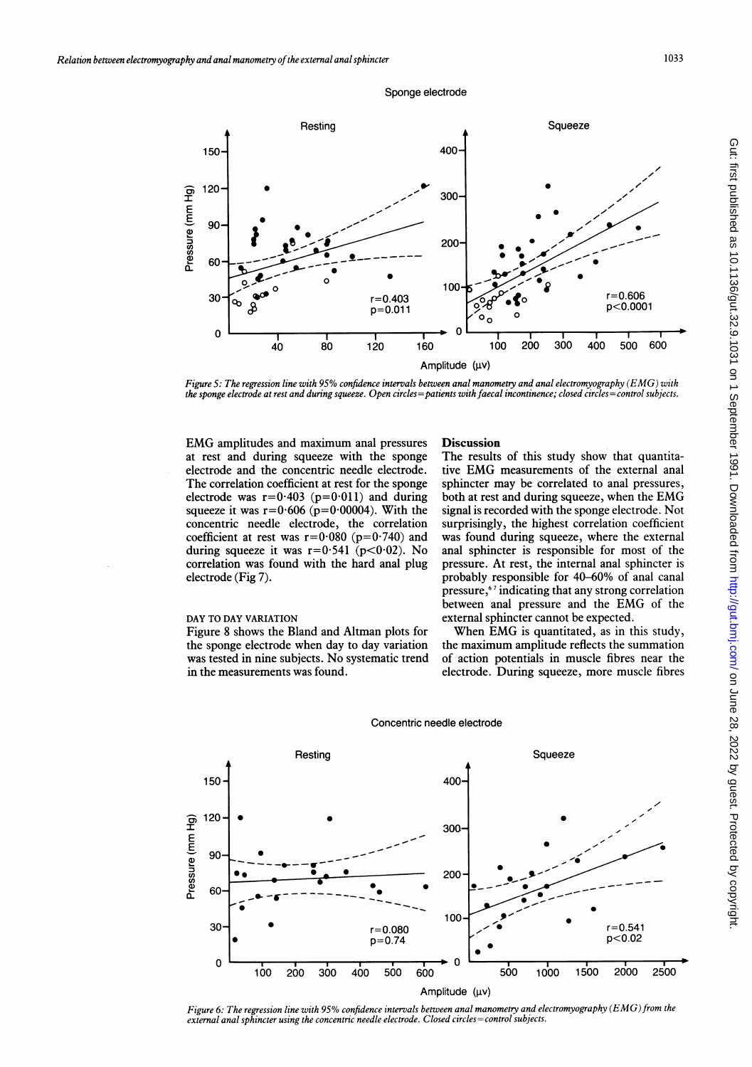Figure 5: The regression line with 95% confidence intervals between anal manometry and anal electromyography (EMG) with the sponge electrode at rest and during squeeze. Open circles=patients with faecal incontinence; closed circles=control subjects.

EMG amplitudes and maximum anal pressures at rest and during squeeze with the sponge electrode and the concentric needle electrode. The correlation coefficient at rest for the sponge electrode was r=0·403 (p=0·011) and during squeeze it was r=0·606 (p=0·00004). With the concentric needle electrode, the correlation coefficient at rest was r=0·080 (p=0·740) and during squeeze it was r=0·541 (p<0·02). No correlation was found with the hard anal plug electrode (Fig 7).

### DAY TO DAY VARIATION

Figure 8 shows the Bland and Altman plots for the sponge electrode when day to day variation was tested in nine subjects. No systematic trend in the measurements was found.

## Discussion

The results of this study show that quantitative EMG measurements of the external anal sphincter may be correlated to anal pressures, both at rest and during squeeze, when the EMG signal is recorded with the sponge electrode. Not surprisingly, the highest correlation coefficient was found during squeeze, where the external anal sphincter is responsible for most of the pressure. At rest, the internal anal sphincter is probably responsible for 40–60% of anal canal pressure,[6,7] indicating that any strong correlation between anal pressure and the EMG of the external sphincter cannot be expected.

When EMG is quantitated, as in this study, the maximum amplitude reflects the summation of action potentials in muscle fibres near the electrode. During squeeze, more muscle fibres

Figure 6: The regression line with 95% confidence intervals between anal manometry and electromyography (EMG) from the external anal sphincter using the concentric needle electrode. Closed circles=control subjects.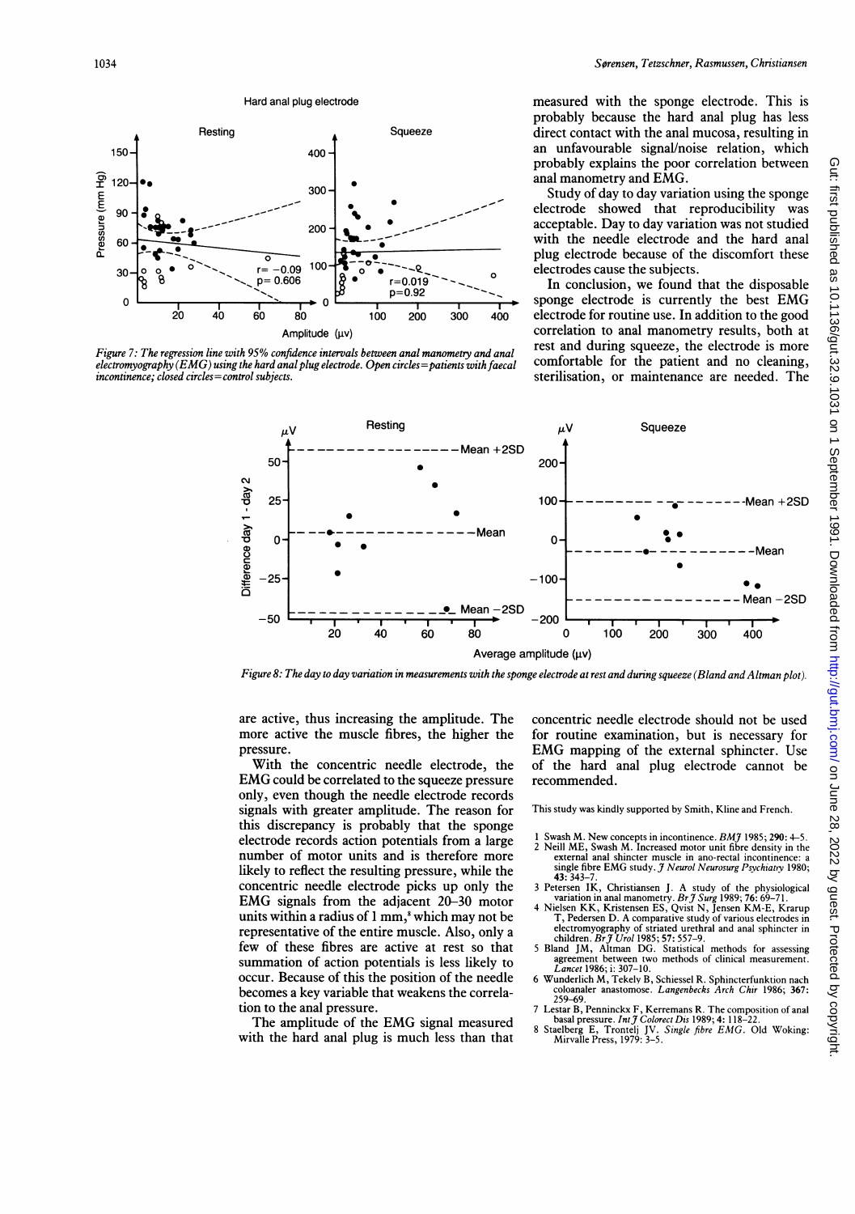Hard anal plug electrode

Resting

Pressure (mm Hg)

150
120
90
60
30
0

r = −0.09
p = 0.606

20 40 60 80

Squeeze

400
300
200
100
0

r=0.019
p=0.92

100 200 300 400

Amplitude (µv)

*Figure 7: The regression line with 95% confidence intervals between anal manometry and anal electromyography (EMG) using the hard anal plug electrode. Open circles=patients with faecal incontinence; closed circles=control subjects.*

Resting

µV

50
25
0
−25
−50

Mean +2SD
Mean
Mean −2SD

Difference day 1 - day 2

20 40 60 80

Squeeze

µV

200
100
0
−100
−200

Mean +2SD
Mean
Mean −2SD

0 100 200 300 400

Average amplitude (µV)

*Figure 8: The day to day variation in measurements with the sponge electrode at rest and during squeeze (Bland and Altman plot).*

are active, thus increasing the amplitude. The more active the muscle fibres, the higher the pressure.

With the concentric needle electrode, the EMG could be correlated to the squeeze pressure only, even though the needle electrode records signals with greater amplitude. The reason for this discrepancy is probably that the sponge electrode records action potentials from a large number of motor units and is therefore more likely to reflect the resulting pressure, while the concentric needle electrode picks up only the EMG signals from the adjacent 20–30 motor units within a radius of 1 mm,[8] which may not be representative of the entire muscle. Also, only a few of these fibres are active at rest so that summation of action potentials is less likely to occur. Because of this the position of the needle becomes a key variable that weakens the correlation to the anal pressure.

The amplitude of the EMG signal measured with the hard anal plug is much less than that measured with the sponge electrode. This is probably because the hard anal plug has less direct contact with the anal mucosa, resulting in an unfavourable signal/noise relation, which probably explains the poor correlation between anal manometry and EMG.

Study of day to day variation using the sponge electrode showed that reproducibility was acceptable. Day to day variation was not studied with the needle electrode and the hard anal plug electrode because of the discomfort these electrodes cause the subjects.

In conclusion, we found that the disposable sponge electrode is currently the best EMG electrode for routine use. In addition to the good correlation to anal manometry results, both at rest and during squeeze, the electrode is more comfortable for the patient and no cleaning, sterilisation, or maintenance are needed. The concentric needle electrode should not be used for routine examination, but is necessary for EMG mapping of the external sphincter. Use of the hard anal plug electrode cannot be recommended.

This study was kindly supported by Smith, Kline and French.

1 Swash M. New concepts in incontinence. *BMJ* 1985; **290**: 4–5.
2 Neill ME, Swash M. Increased motor unit fibre density in the external anal shincter muscle in ano-rectal incontinence: a single fibre EMG study. *J Neurol Neurosurg Psychiatry* 1980; **43**: 343–7.
3 Petersen IK, Christiansen J. A study of the physiological variation in anal manometry. *Br J Surg* 1989; **76**: 69–71.
4 Nielsen KK, Kristensen ES, Qvist N, Jensen KM-E, Krarup T, Pedersen D. A comparative study of various electrodes in electromyography of striated urethral and anal sphincter in children. *Br J Urol* 1985; **57**: 557–9.
5 Bland JM, Altman DG. Statistical methods for assessing agreement between two methods of clinical measurement. *Lancet* 1986; **i**: 307–10.
6 Wunderlich M, Tekely B, Schiessel R. Sphincterfunktion nach coloanaler anastomose. *Langenbecks Arch Chir* 1986; **367**: 259–69.
7 Lestar B, Penninckx F, Kerremans R. The composition of anal basal pressure. *Int J Colorect Dis* 1989; **4**: 118–22.
8 Staelberg E, Trontelj JV. *Single fibre EMG*. Old Woking: Mirvalle Press, 1979: 3–5.